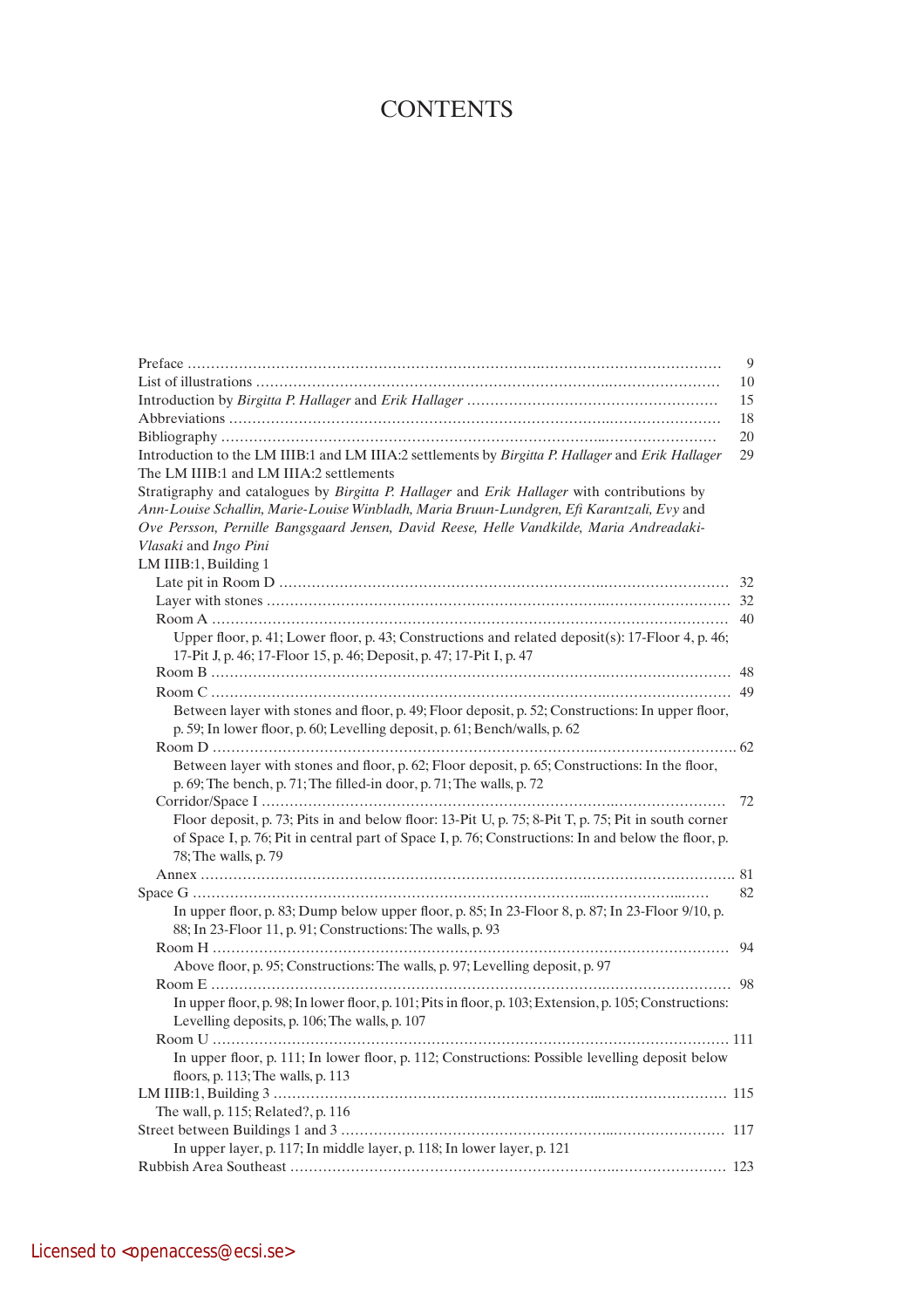# CONTENTS

Preface ........................................................................................................................ 9
List of illustrations ..................................................................................................... 10
Introduction by *Birgitta P. Hallager* and *Erik Hallager* ................................................. 15
Abbreviations ............................................................................................................. 18
Bibliography ................................................................................................................ 20
Introduction to the LM IIIB:1 and LM IIIA:2 settlements by *Birgitta P. Hallager* and *Erik Hallager* 29
The LM IIIB:1 and LM IIIA:2 settlements
Stratigraphy and catalogues by *Birgitta P. Hallager* and *Erik Hallager* with contributions by *Ann-Louise Schallin, Marie-Louise Winbladh, Maria Bruun-Lundgren, Efi Karantzali, Evy* and *Ove Persson, Pernille Bangsgaard Jensen, David Reese, Helle Vandkilde, Maria Andreadaki-Vlasaki* and *Ingo Pini*
LM IIIB:1, Building 1
  Late pit in Room D ..................................................................................................... 32
  Layer with stones ....................................................................................................... 32
  Room A ...................................................................................................................... 40
    Upper floor, p. 41; Lower floor, p. 43; Constructions and related deposit(s): 17-Floor 4, p. 46; 17-Pit J, p. 46; 17-Floor 15, p. 46; Deposit, p. 47; 17-Pit I, p. 47
  Room B ...................................................................................................................... 48
  Room C ...................................................................................................................... 49
    Between layer with stones and floor, p. 49; Floor deposit, p. 52; Constructions: In upper floor, p. 59; In lower floor, p. 60; Levelling deposit, p. 61; Bench/walls, p. 62
  Room D ...................................................................................................................... 62
    Between layer with stones and floor, p. 62; Floor deposit, p. 65; Constructions: In the floor, p. 69; The bench, p. 71; The filled-in door, p. 71; The walls, p. 72
  Corridor/Space I ......................................................................................................... 72
    Floor deposit, p. 73; Pits in and below floor: 13-Pit U, p. 75; 8-Pit T, p. 75; Pit in south corner of Space I, p. 76; Pit in central part of Space I, p. 76; Constructions: In and below the floor, p. 78; The walls, p. 79
  Annex ......................................................................................................................... 81
Space G ......................................................................................................................... 82
    In upper floor, p. 83; Dump below upper floor, p. 85; In 23-Floor 8, p. 87; In 23-Floor 9/10, p. 88; In 23-Floor 11, p. 91; Constructions: The walls, p. 93
  Room H ...................................................................................................................... 94
    Above floor, p. 95; Constructions: The walls, p. 97; Levelling deposit, p. 97
  Room E ....................................................................................................................... 98
    In upper floor, p. 98; In lower floor, p. 101; Pits in floor, p. 103; Extension, p. 105; Constructions: Levelling deposits, p. 106; The walls, p. 107
  Room U ...................................................................................................................... 111
    In upper floor, p. 111; In lower floor, p. 112; Constructions: Possible levelling deposit below floors, p. 113; The walls, p. 113
LM IIIB:1, Building 3 ..................................................................................................... 115
  The wall, p. 115; Related?, p. 116
Street between Buildings 1 and 3 .................................................................................. 117
    In upper layer, p. 117; In middle layer, p. 118; In lower layer, p. 121
Rubbish Area Southeast ................................................................................................. 123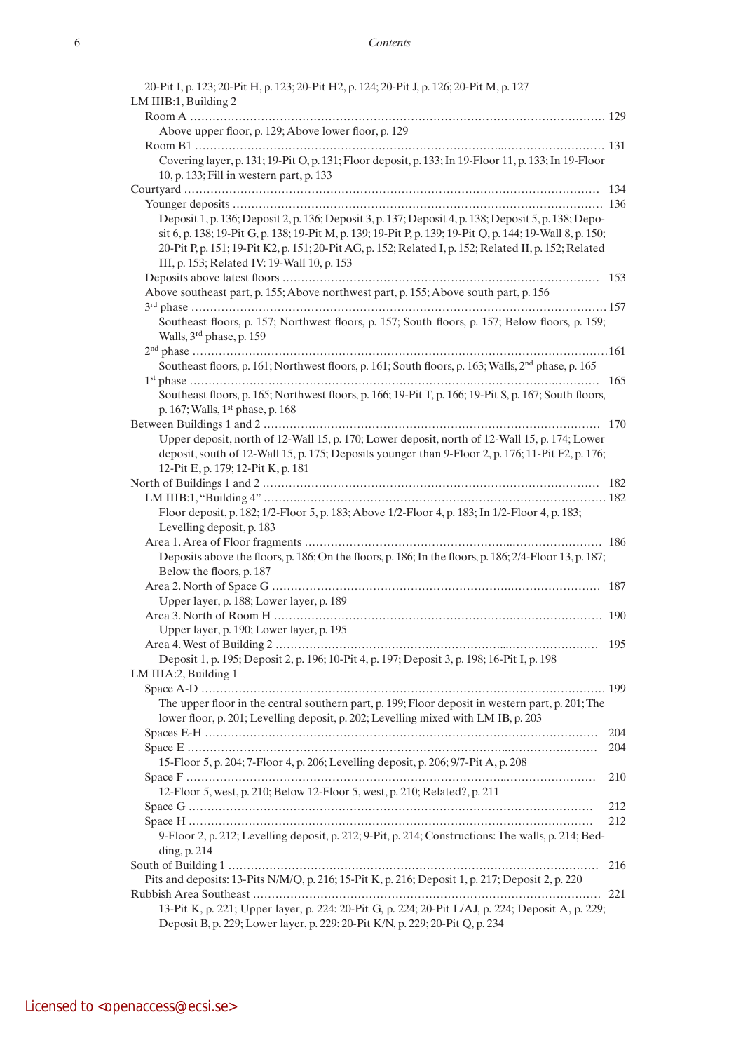20-Pit I, p. 123; 20-Pit H, p. 123; 20-Pit H2, p. 124; 20-Pit J, p. 126; 20-Pit M, p. 127

LM IIIB:1, Building 2

Room A .......... 129

Above upper floor, p. 129; Above lower floor, p. 129

Room B1 .......... 131

Covering layer, p. 131; 19-Pit O, p. 131; Floor deposit, p. 133; In 19-Floor 11, p. 133; In 19-Floor 10, p. 133; Fill in western part, p. 133

Courtyard .......... 134

Younger deposits .......... 136

Deposit 1, p. 136; Deposit 2, p. 136; Deposit 3, p. 137; Deposit 4, p. 138; Deposit 5, p. 138; Deposit 6, p. 138; 19-Pit G, p. 138; 19-Pit M, p. 139; 19-Pit P, p. 139; 19-Pit Q, p. 144; 19-Wall 8, p. 150; 20-Pit P, p. 151; 19-Pit K2, p. 151; 20-Pit AG, p. 152; Related I, p. 152; Related II, p. 152; Related III, p. 153; Related IV: 19-Wall 10, p. 153

Deposits above latest floors .......... 153

Above southeast part, p. 155; Above northwest part, p. 155; Above south part, p. 156

3rd phase .......... 157

Southeast floors, p. 157; Northwest floors, p. 157; South floors, p. 157; Below floors, p. 159; Walls, 3rd phase, p. 159

2nd phase .......... 161

Southeast floors, p. 161; Northwest floors, p. 161; South floors, p. 163; Walls, 2nd phase, p. 165

1st phase .......... 165

Southeast floors, p. 165; Northwest floors, p. 166; 19-Pit T, p. 166; 19-Pit S, p. 167; South floors, p. 167; Walls, 1st phase, p. 168

Between Buildings 1 and 2 .......... 170

Upper deposit, north of 12-Wall 15, p. 170; Lower deposit, north of 12-Wall 15, p. 174; Lower deposit, south of 12-Wall 15, p. 175; Deposits younger than 9-Floor 2, p. 176; 11-Pit F2, p. 176; 12-Pit E, p. 179; 12-Pit K, p. 181

North of Buildings 1 and 2 .......... 182

LM IIIB:1, "Building 4" .......... 182

Floor deposit, p. 182; 1/2-Floor 5, p. 183; Above 1/2-Floor 4, p. 183; In 1/2-Floor 4, p. 183; Levelling deposit, p. 183

Area 1. Area of Floor fragments .......... 186

Deposits above the floors, p. 186; On the floors, p. 186; In the floors, p. 186; 2/4-Floor 13, p. 187; Below the floors, p. 187

Area 2. North of Space G .......... 187

Upper layer, p. 188; Lower layer, p. 189

Area 3. North of Room H .......... 190

Upper layer, p. 190; Lower layer, p. 195

Area 4. West of Building 2 .......... 195

Deposit 1, p. 195; Deposit 2, p. 196; 10-Pit 4, p. 197; Deposit 3, p. 198; 16-Pit I, p. 198

LM IIIA:2, Building 1

Space A-D .......... 199

The upper floor in the central southern part, p. 199; Floor deposit in western part, p. 201; The lower floor, p. 201; Levelling deposit, p. 202; Levelling mixed with LM IB, p. 203

Spaces E-H .......... 204

Space E .......... 204

15-Floor 5, p. 204; 7-Floor 4, p. 206; Levelling deposit, p. 206; 9/7-Pit A, p. 208

Space F .......... 210

12-Floor 5, west, p. 210; Below 12-Floor 5, west, p. 210; Related?, p. 211

Space G .......... 212

Space H .......... 212

9-Floor 2, p. 212; Levelling deposit, p. 212; 9-Pit, p. 214; Constructions: The walls, p. 214; Bedding, p. 214

South of Building 1 .......... 216

Pits and deposits: 13-Pits N/M/Q, p. 216; 15-Pit K, p. 216; Deposit 1, p. 217; Deposit 2, p. 220

Rubbish Area Southeast .......... 221

13-Pit K, p. 221; Upper layer, p. 224: 20-Pit G, p. 224; 20-Pit L/AJ, p. 224; Deposit A, p. 229; Deposit B, p. 229; Lower layer, p. 229: 20-Pit K/N, p. 229; 20-Pit Q, p. 234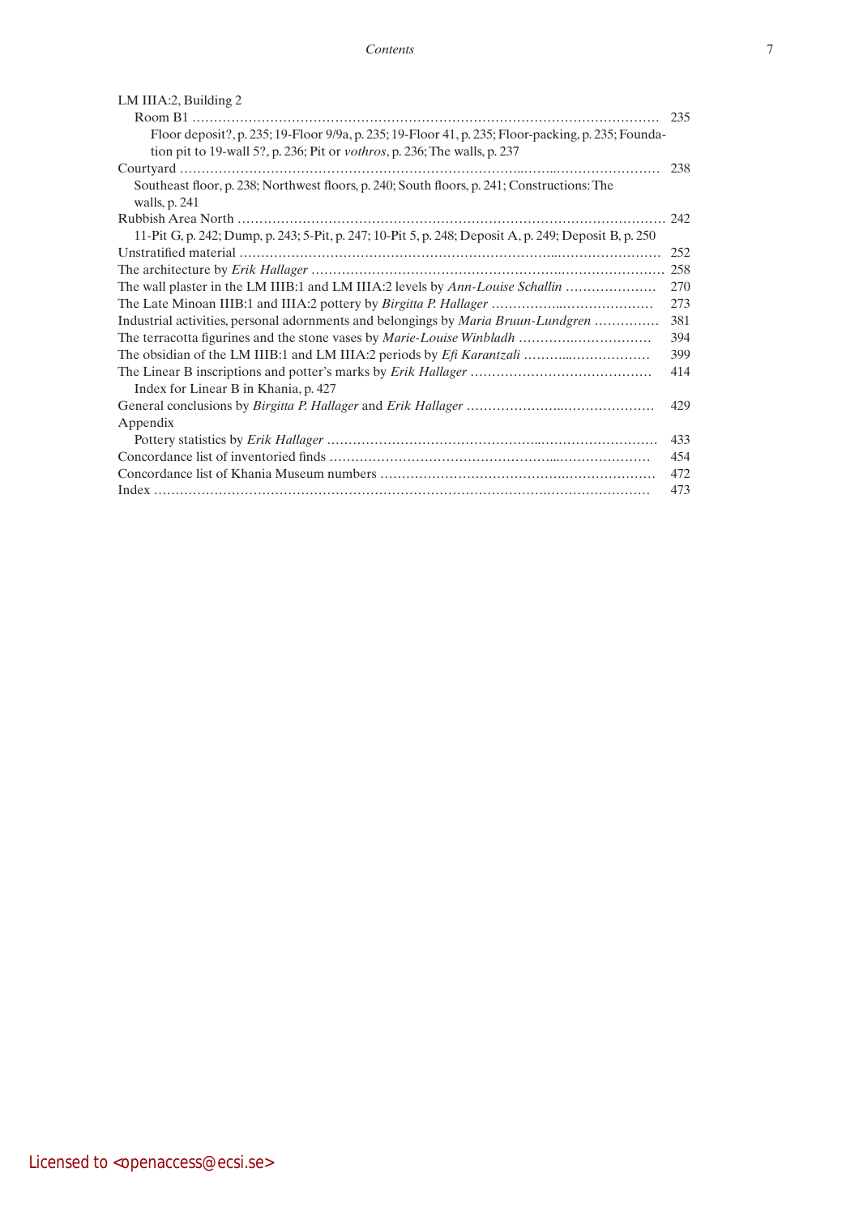LM IIIA:2, Building 2

Room B1 ........................................................................................................ 235

Floor deposit?, p. 235; 19-Floor 9/9a, p. 235; 19-Floor 41, p. 235; Floor-packing, p. 235; Foundation pit to 19-wall 5?, p. 236; Pit or *vothros*, p. 236; The walls, p. 237

Courtyard ........................................................................................................ 238

Southeast floor, p. 238; Northwest floors, p. 240; South floors, p. 241; Constructions: The walls, p. 241

Rubbish Area North ........................................................................................................ 242

11-Pit G, p. 242; Dump, p. 243; 5-Pit, p. 247; 10-Pit 5, p. 248; Deposit A, p. 249; Deposit B, p. 250

Unstratified material ........................................................................................................ 252

The architecture by *Erik Hallager* ........................................................................................................ 258

The wall plaster in the LM IIIB:1 and LM IIIA:2 levels by *Ann-Louise Schallin* .................... 270

The Late Minoan IIIB:1 and IIIA:2 pottery by *Birgitta P. Hallager* .................................... 273

Industrial activities, personal adornments and belongings by *Maria Bruun-Lundgren* .............. 381

The terracotta figurines and the stone vases by *Marie-Louise Winbladh* ............................. 394

The obsidian of the LM IIIB:1 and LM IIIA:2 periods by *Efi Karantzali* ............................ 399

The Linear B inscriptions and potter's marks by *Erik Hallager* ........................................ 414

Index for Linear B in Khania, p. 427

General conclusions by *Birgitta P. Hallager* and *Erik Hallager* ........................................ 429

Appendix

Pottery statistics by *Erik Hallager* ........................................................................................................ 433

Concordance list of inventoried finds ........................................................................................................ 454

Concordance list of Khania Museum numbers ........................................................................................................ 472

Index ........................................................................................................ 473

Licensed to <openaccess@ecsi.se>